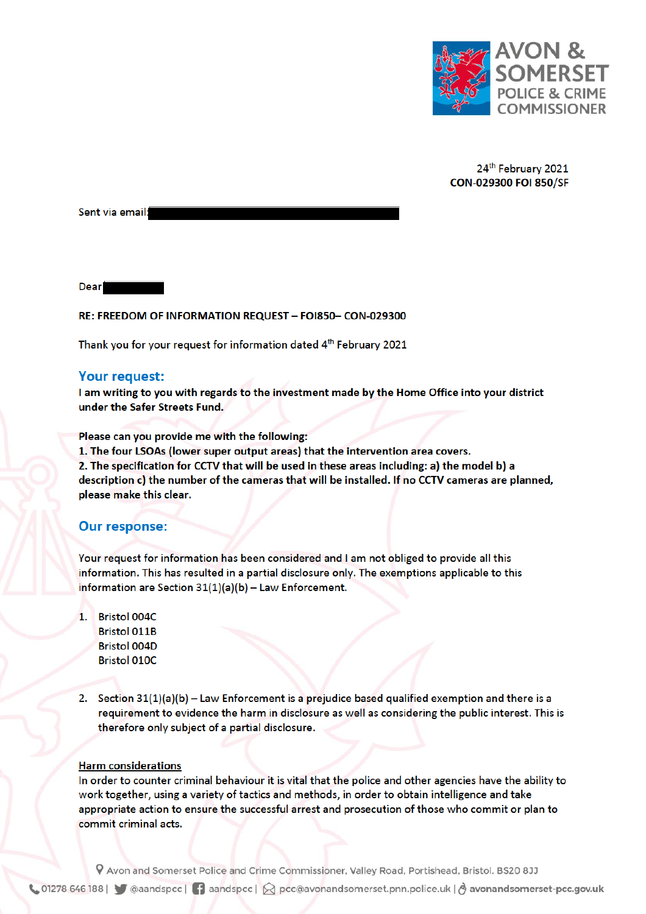24th February 2021
**CON-029300 FOI 850/SF**

Sent via email:

Dear

**RE: FREEDOM OF INFORMATION REQUEST – FOI850– CON-029300**

Thank you for your request for information dated 4th February 2021

## Your request:

**I am writing to you with regards to the investment made by the Home Office into your district under the Safer Streets Fund.**

**Please can you provide me with the following:**
**1. The four LSOAs (lower super output areas) that the intervention area covers.**
**2. The specification for CCTV that will be used in these areas including: a) the model b) a description c) the number of the cameras that will be installed. If no CCTV cameras are planned, please make this clear.**

## Our response:

Your request for information has been considered and I am not obliged to provide all this information. This has resulted in a partial disclosure only. The exemptions applicable to this information are Section 31(1)(a)(b) – Law Enforcement.

1. Bristol 004C
   Bristol 011B
   Bristol 004D
   Bristol 010C

2. Section 31(1)(a)(b) – Law Enforcement is a prejudice based qualified exemption and there is a requirement to evidence the harm in disclosure as well as considering the public interest. This is therefore only subject of a partial disclosure.

<u>Harm considerations</u>
In order to counter criminal behaviour it is vital that the police and other agencies have the ability to work together, using a variety of tactics and methods, in order to obtain intelligence and take appropriate action to ensure the successful arrest and prosecution of those who commit or plan to commit criminal acts.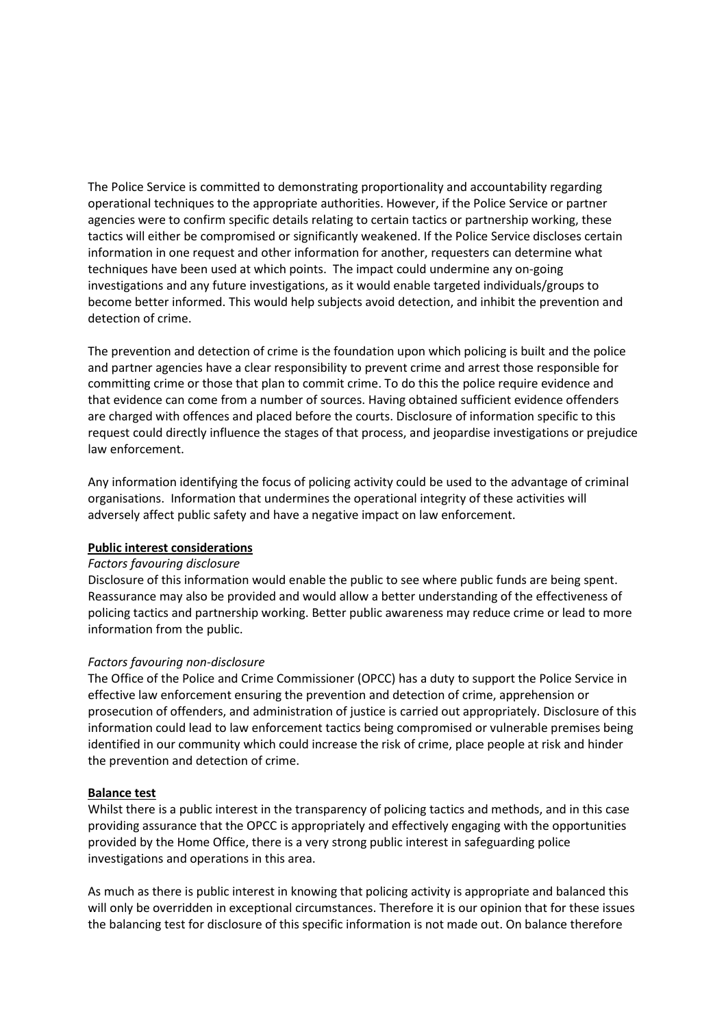The Police Service is committed to demonstrating proportionality and accountability regarding operational techniques to the appropriate authorities. However, if the Police Service or partner agencies were to confirm specific details relating to certain tactics or partnership working, these tactics will either be compromised or significantly weakened. If the Police Service discloses certain information in one request and other information for another, requesters can determine what techniques have been used at which points. The impact could undermine any on-going investigations and any future investigations, as it would enable targeted individuals/groups to become better informed. This would help subjects avoid detection, and inhibit the prevention and detection of crime.

The prevention and detection of crime is the foundation upon which policing is built and the police and partner agencies have a clear responsibility to prevent crime and arrest those responsible for committing crime or those that plan to commit crime. To do this the police require evidence and that evidence can come from a number of sources. Having obtained sufficient evidence offenders are charged with offences and placed before the courts. Disclosure of information specific to this request could directly influence the stages of that process, and jeopardise investigations or prejudice law enforcement.

Any information identifying the focus of policing activity could be used to the advantage of criminal organisations. Information that undermines the operational integrity of these activities will adversely affect public safety and have a negative impact on law enforcement.

**Public interest considerations**

*Factors favouring disclosure*

Disclosure of this information would enable the public to see where public funds are being spent. Reassurance may also be provided and would allow a better understanding of the effectiveness of policing tactics and partnership working. Better public awareness may reduce crime or lead to more information from the public.

*Factors favouring non-disclosure*

The Office of the Police and Crime Commissioner (OPCC) has a duty to support the Police Service in effective law enforcement ensuring the prevention and detection of crime, apprehension or prosecution of offenders, and administration of justice is carried out appropriately. Disclosure of this information could lead to law enforcement tactics being compromised or vulnerable premises being identified in our community which could increase the risk of crime, place people at risk and hinder the prevention and detection of crime.

**Balance test**

Whilst there is a public interest in the transparency of policing tactics and methods, and in this case providing assurance that the OPCC is appropriately and effectively engaging with the opportunities provided by the Home Office, there is a very strong public interest in safeguarding police investigations and operations in this area.

As much as there is public interest in knowing that policing activity is appropriate and balanced this will only be overridden in exceptional circumstances. Therefore it is our opinion that for these issues the balancing test for disclosure of this specific information is not made out. On balance therefore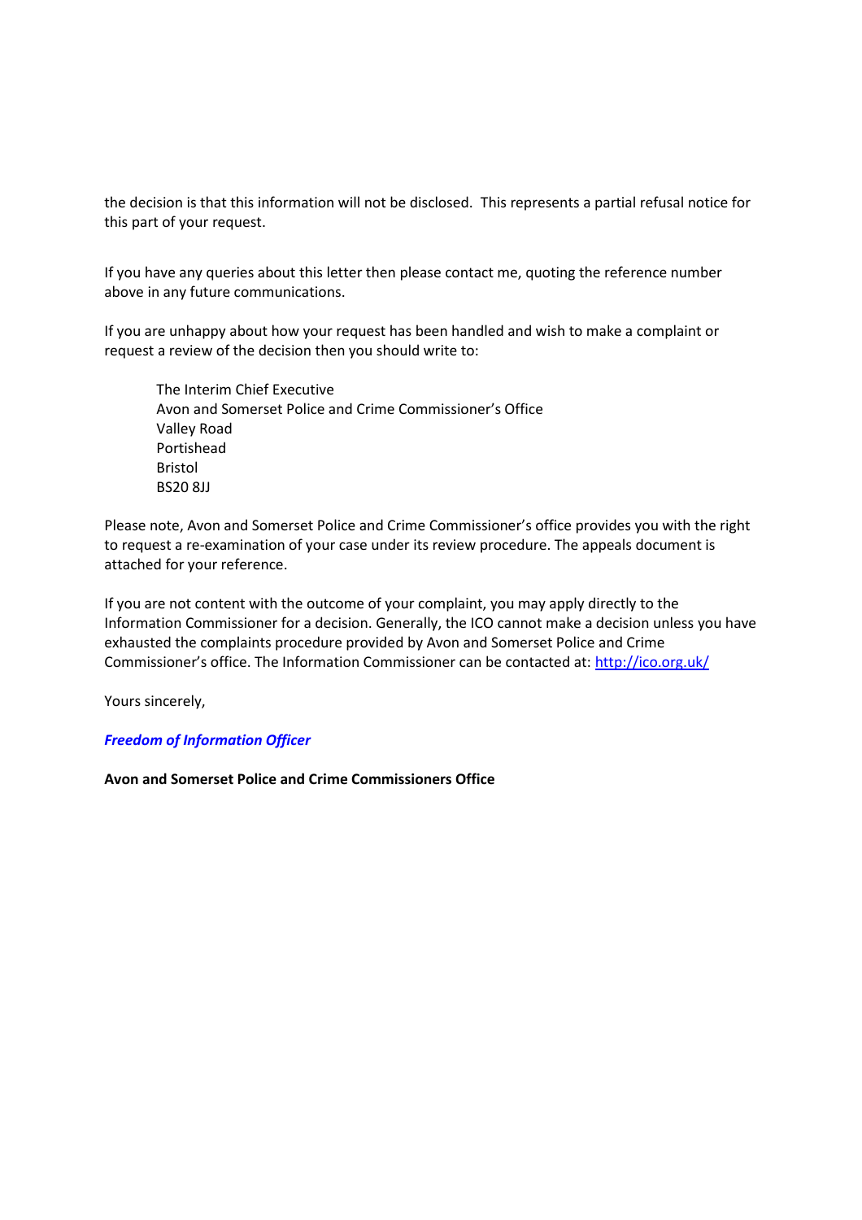the decision is that this information will not be disclosed. This represents a partial refusal notice for this part of your request.

If you have any queries about this letter then please contact me, quoting the reference number above in any future communications.

If you are unhappy about how your request has been handled and wish to make a complaint or request a review of the decision then you should write to:

The Interim Chief Executive
Avon and Somerset Police and Crime Commissioner's Office
Valley Road
Portishead
Bristol
BS20 8JJ

Please note, Avon and Somerset Police and Crime Commissioner's office provides you with the right to request a re-examination of your case under its review procedure. The appeals document is attached for your reference.

If you are not content with the outcome of your complaint, you may apply directly to the Information Commissioner for a decision. Generally, the ICO cannot make a decision unless you have exhausted the complaints procedure provided by Avon and Somerset Police and Crime Commissioner's office. The Information Commissioner can be contacted at: http://ico.org.uk/

Yours sincerely,

***Freedom of Information Officer***

**Avon and Somerset Police and Crime Commissioners Office**